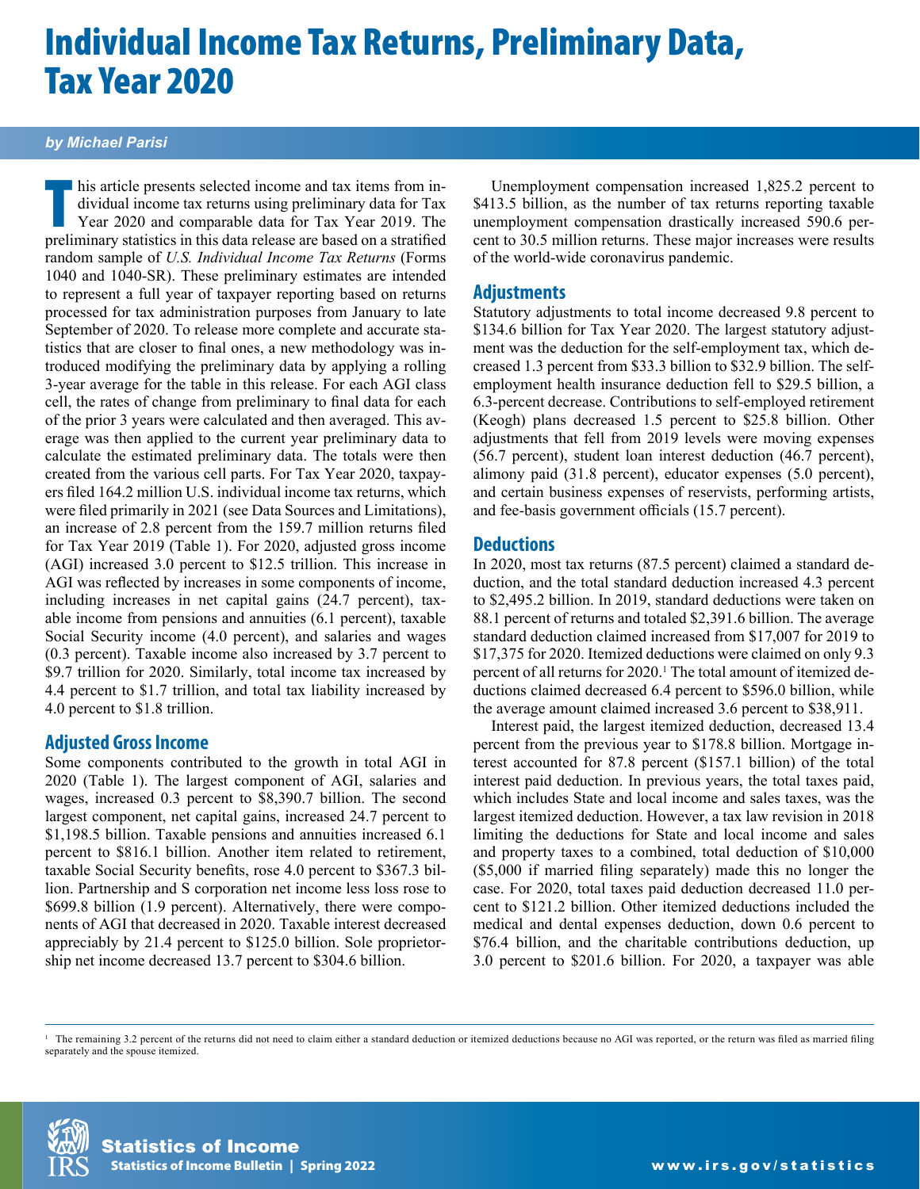# Individual Income Tax Returns, Preliminary Data, Tax Year 2020

***by Michael Parisi***

This article presents selected income and tax items from individual income tax returns using preliminary data for Tax Year 2020 and comparable data for Tax Year 2019. The preliminary statistics in this data release are based on a stratified random sample of *U.S. Individual Income Tax Returns* (Forms 1040 and 1040-SR). These preliminary estimates are intended to represent a full year of taxpayer reporting based on returns processed for tax administration purposes from January to late September of 2020. To release more complete and accurate statistics that are closer to final ones, a new methodology was introduced modifying the preliminary data by applying a rolling 3-year average for the table in this release. For each AGI class cell, the rates of change from preliminary to final data for each of the prior 3 years were calculated and then averaged. This average was then applied to the current year preliminary data to calculate the estimated preliminary data. The totals were then created from the various cell parts. For Tax Year 2020, taxpayers filed 164.2 million U.S. individual income tax returns, which were filed primarily in 2021 (see Data Sources and Limitations), an increase of 2.8 percent from the 159.7 million returns filed for Tax Year 2019 (Table 1). For 2020, adjusted gross income (AGI) increased 3.0 percent to $12.5 trillion. This increase in AGI was reflected by increases in some components of income, including increases in net capital gains (24.7 percent), taxable income from pensions and annuities (6.1 percent), taxable Social Security income (4.0 percent), and salaries and wages (0.3 percent). Taxable income also increased by 3.7 percent to $9.7 trillion for 2020. Similarly, total income tax increased by 4.4 percent to $1.7 trillion, and total tax liability increased by 4.0 percent to $1.8 trillion.

## Adjusted Gross Income

Some components contributed to the growth in total AGI in 2020 (Table 1). The largest component of AGI, salaries and wages, increased 0.3 percent to $8,390.7 billion. The second largest component, net capital gains, increased 24.7 percent to $1,198.5 billion. Taxable pensions and annuities increased 6.1 percent to $816.1 billion. Another item related to retirement, taxable Social Security benefits, rose 4.0 percent to $367.3 billion. Partnership and S corporation net income less loss rose to $699.8 billion (1.9 percent). Alternatively, there were components of AGI that decreased in 2020. Taxable interest decreased appreciably by 21.4 percent to $125.0 billion. Sole proprietorship net income decreased 13.7 percent to $304.6 billion.

Unemployment compensation increased 1,825.2 percent to $413.5 billion, as the number of tax returns reporting taxable unemployment compensation drastically increased 590.6 percent to 30.5 million returns. These major increases were results of the world-wide coronavirus pandemic.

## Adjustments

Statutory adjustments to total income decreased 9.8 percent to $134.6 billion for Tax Year 2020. The largest statutory adjustment was the deduction for the self-employment tax, which decreased 1.3 percent from $33.3 billion to $32.9 billion. The self-employment health insurance deduction fell to $29.5 billion, a 6.3-percent decrease. Contributions to self-employed retirement (Keogh) plans decreased 1.5 percent to $25.8 billion. Other adjustments that fell from 2019 levels were moving expenses (56.7 percent), student loan interest deduction (46.7 percent), alimony paid (31.8 percent), educator expenses (5.0 percent), and certain business expenses of reservists, performing artists, and fee-basis government officials (15.7 percent).

## Deductions

In 2020, most tax returns (87.5 percent) claimed a standard deduction, and the total standard deduction increased 4.3 percent to $2,495.2 billion. In 2019, standard deductions were taken on 88.1 percent of returns and totaled $2,391.6 billion. The average standard deduction claimed increased from $17,007 for 2019 to $17,375 for 2020. Itemized deductions were claimed on only 9.3 percent of all returns for 2020.[1] The total amount of itemized deductions claimed decreased 6.4 percent to $596.0 billion, while the average amount claimed increased 3.6 percent to $38,911.

Interest paid, the largest itemized deduction, decreased 13.4 percent from the previous year to $178.8 billion. Mortgage interest accounted for 87.8 percent ($157.1 billion) of the total interest paid deduction. In previous years, the total taxes paid, which includes State and local income and sales taxes, was the largest itemized deduction. However, a tax law revision in 2018 limiting the deductions for State and local income and sales and property taxes to a combined, total deduction of $10,000 ($5,000 if married filing separately) made this no longer the case. For 2020, total taxes paid deduction decreased 11.0 percent to $121.2 billion. Other itemized deductions included the medical and dental expenses deduction, down 0.6 percent to $76.4 billion, and the charitable contributions deduction, up 3.0 percent to $201.6 billion. For 2020, a taxpayer was able

[1] The remaining 3.2 percent of the returns did not need to claim either a standard deduction or itemized deductions because no AGI was reported, or the return was filed as married filing separately and the spouse itemized.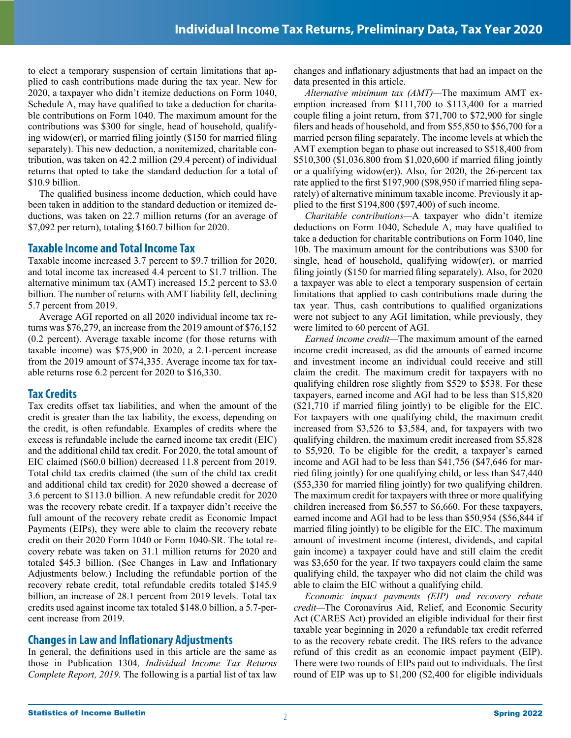to elect a temporary suspension of certain limitations that applied to cash contributions made during the tax year. New for 2020, a taxpayer who didn't itemize deductions on Form 1040, Schedule A, may have qualified to take a deduction for charitable contributions on Form 1040. The maximum amount for the contributions was $300 for single, head of household, qualifying widow(er), or married filing jointly ($150 for married filing separately). This new deduction, a nonitemized, charitable contribution, was taken on 42.2 million (29.4 percent) of individual returns that opted to take the standard deduction for a total of $10.9 billion.

The qualified business income deduction, which could have been taken in addition to the standard deduction or itemized deductions, was taken on 22.7 million returns (for an average of $7,092 per return), totaling $160.7 billion for 2020.

## Taxable Income and Total Income Tax

Taxable income increased 3.7 percent to $9.7 trillion for 2020, and total income tax increased 4.4 percent to $1.7 trillion. The alternative minimum tax (AMT) increased 15.2 percent to $3.0 billion. The number of returns with AMT liability fell, declining 5.7 percent from 2019.

Average AGI reported on all 2020 individual income tax returns was $76,279, an increase from the 2019 amount of $76,152 (0.2 percent). Average taxable income (for those returns with taxable income) was $75,900 in 2020, a 2.1-percent increase from the 2019 amount of $74,335. Average income tax for taxable returns rose 6.2 percent for 2020 to $16,330.

## Tax Credits

Tax credits offset tax liabilities, and when the amount of the credit is greater than the tax liability, the excess, depending on the credit, is often refundable. Examples of credits where the excess is refundable include the earned income tax credit (EIC) and the additional child tax credit. For 2020, the total amount of EIC claimed ($60.0 billion) decreased 11.8 percent from 2019. Total child tax credits claimed (the sum of the child tax credit and additional child tax credit) for 2020 showed a decrease of 3.6 percent to $113.0 billion. A new refundable credit for 2020 was the recovery rebate credit. If a taxpayer didn't receive the full amount of the recovery rebate credit as Economic Impact Payments (EIPs), they were able to claim the recovery rebate credit on their 2020 Form 1040 or Form 1040-SR. The total recovery rebate was taken on 31.1 million returns for 2020 and totaled $45.3 billion. (See Changes in Law and Inflationary Adjustments below.) Including the refundable portion of the recovery rebate credit, total refundable credits totaled $145.9 billion, an increase of 28.1 percent from 2019 levels. Total tax credits used against income tax totaled $148.0 billion, a 5.7-percent increase from 2019.

## Changes in Law and Inflationary Adjustments

In general, the definitions used in this article are the same as those in Publication 1304*, Individual Income Tax Returns Complete Report, 2019.* The following is a partial list of tax law changes and inflationary adjustments that had an impact on the data presented in this article.

*Alternative minimum tax (AMT)*—The maximum AMT exemption increased from $111,700 to $113,400 for a married couple filing a joint return, from $71,700 to $72,900 for single filers and heads of household, and from $55,850 to $56,700 for a married person filing separately. The income levels at which the AMT exemption began to phase out increased to $518,400 from $510,300 ($1,036,800 from $1,020,600 if married filing jointly or a qualifying widow(er)). Also, for 2020, the 26-percent tax rate applied to the first $197,900 ($98,950 if married filing separately) of alternative minimum taxable income. Previously it applied to the first $194,800 ($97,400) of such income.

*Charitable contributions*—A taxpayer who didn't itemize deductions on Form 1040, Schedule A, may have qualified to take a deduction for charitable contributions on Form 1040, line 10b. The maximum amount for the contributions was $300 for single, head of household, qualifying widow(er), or married filing jointly ($150 for married filing separately). Also, for 2020 a taxpayer was able to elect a temporary suspension of certain limitations that applied to cash contributions made during the tax year. Thus, cash contributions to qualified organizations were not subject to any AGI limitation, while previously, they were limited to 60 percent of AGI.

*Earned income credit*—The maximum amount of the earned income credit increased, as did the amounts of earned income and investment income an individual could receive and still claim the credit. The maximum credit for taxpayers with no qualifying children rose slightly from $529 to $538. For these taxpayers, earned income and AGI had to be less than $15,820 ($21,710 if married filing jointly) to be eligible for the EIC. For taxpayers with one qualifying child, the maximum credit increased from $3,526 to $3,584, and, for taxpayers with two qualifying children, the maximum credit increased from $5,828 to $5,920. To be eligible for the credit, a taxpayer's earned income and AGI had to be less than $41,756 ($47,646 for married filing jointly) for one qualifying child, or less than $47,440 ($53,330 for married filing jointly) for two qualifying children. The maximum credit for taxpayers with three or more qualifying children increased from $6,557 to $6,660. For these taxpayers, earned income and AGI had to be less than $50,954 ($56,844 if married filing jointly) to be eligible for the EIC. The maximum amount of investment income (interest, dividends, and capital gain income) a taxpayer could have and still claim the credit was $3,650 for the year. If two taxpayers could claim the same qualifying child, the taxpayer who did not claim the child was able to claim the EIC without a qualifying child.

*Economic impact payments (EIP) and recovery rebate credit*—The Coronavirus Aid, Relief, and Economic Security Act (CARES Act) provided an eligible individual for their first taxable year beginning in 2020 a refundable tax credit referred to as the recovery rebate credit. The IRS refers to the advance refund of this credit as an economic impact payment (EIP). There were two rounds of EIPs paid out to individuals. The first round of EIP was up to $1,200 ($2,400 for eligible individuals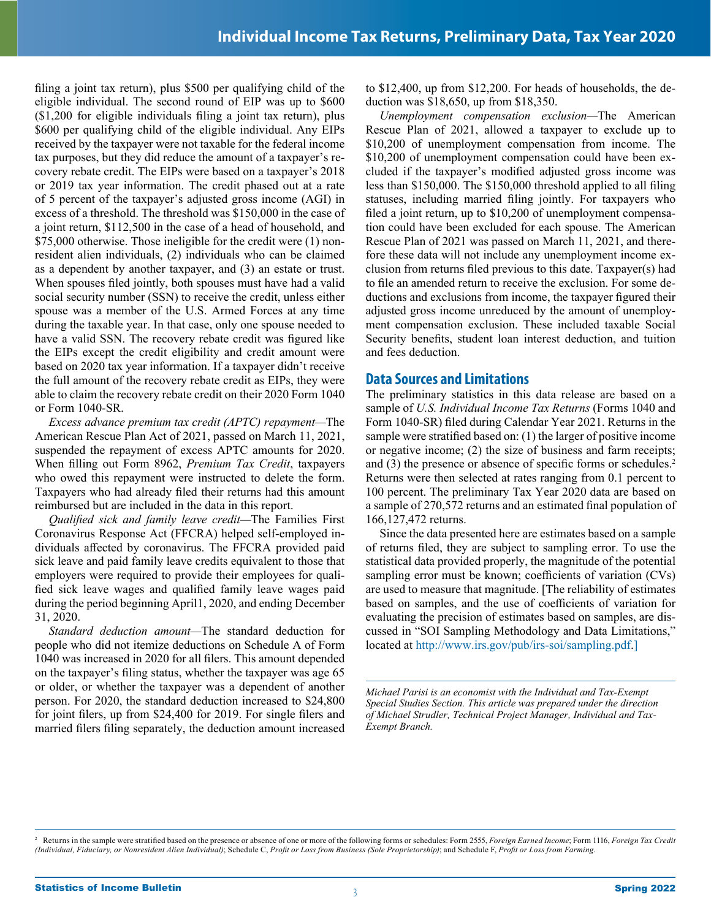filing a joint tax return), plus $500 per qualifying child of the eligible individual. The second round of EIP was up to $600 ($1,200 for eligible individuals filing a joint tax return), plus $600 per qualifying child of the eligible individual. Any EIPs received by the taxpayer were not taxable for the federal income tax purposes, but they did reduce the amount of a taxpayer's recovery rebate credit. The EIPs were based on a taxpayer's 2018 or 2019 tax year information. The credit phased out at a rate of 5 percent of the taxpayer's adjusted gross income (AGI) in excess of a threshold. The threshold was $150,000 in the case of a joint return, $112,500 in the case of a head of household, and $75,000 otherwise. Those ineligible for the credit were (1) nonresident alien individuals, (2) individuals who can be claimed as a dependent by another taxpayer, and (3) an estate or trust. When spouses filed jointly, both spouses must have had a valid social security number (SSN) to receive the credit, unless either spouse was a member of the U.S. Armed Forces at any time during the taxable year. In that case, only one spouse needed to have a valid SSN. The recovery rebate credit was figured like the EIPs except the credit eligibility and credit amount were based on 2020 tax year information. If a taxpayer didn't receive the full amount of the recovery rebate credit as EIPs, they were able to claim the recovery rebate credit on their 2020 Form 1040 or Form 1040-SR.

*Excess advance premium tax credit (APTC) repayment*—The American Rescue Plan Act of 2021, passed on March 11, 2021, suspended the repayment of excess APTC amounts for 2020. When filling out Form 8962, *Premium Tax Credit*, taxpayers who owed this repayment were instructed to delete the form. Taxpayers who had already filed their returns had this amount reimbursed but are included in the data in this report.

*Qualified sick and family leave credit*—The Families First Coronavirus Response Act (FFCRA) helped self-employed individuals affected by coronavirus. The FFCRA provided paid sick leave and paid family leave credits equivalent to those that employers were required to provide their employees for qualified sick leave wages and qualified family leave wages paid during the period beginning April1, 2020, and ending December 31, 2020.

*Standard deduction amount*—The standard deduction for people who did not itemize deductions on Schedule A of Form 1040 was increased in 2020 for all filers. This amount depended on the taxpayer's filing status, whether the taxpayer was age 65 or older, or whether the taxpayer was a dependent of another person. For 2020, the standard deduction increased to $24,800 for joint filers, up from $24,400 for 2019. For single filers and married filers filing separately, the deduction amount increased to $12,400, up from $12,200. For heads of households, the deduction was $18,650, up from $18,350.

*Unemployment compensation exclusion*—The American Rescue Plan of 2021, allowed a taxpayer to exclude up to $10,200 of unemployment compensation from income. The $10,200 of unemployment compensation could have been excluded if the taxpayer's modified adjusted gross income was less than $150,000. The $150,000 threshold applied to all filing statuses, including married filing jointly. For taxpayers who filed a joint return, up to $10,200 of unemployment compensation could have been excluded for each spouse. The American Rescue Plan of 2021 was passed on March 11, 2021, and therefore these data will not include any unemployment income exclusion from returns filed previous to this date. Taxpayer(s) had to file an amended return to receive the exclusion. For some deductions and exclusions from income, the taxpayer figured their adjusted gross income unreduced by the amount of unemployment compensation exclusion. These included taxable Social Security benefits, student loan interest deduction, and tuition and fees deduction.

## Data Sources and Limitations

The preliminary statistics in this data release are based on a sample of *U.S. Individual Income Tax Returns* (Forms 1040 and Form 1040-SR) filed during Calendar Year 2021. Returns in the sample were stratified based on: (1) the larger of positive income or negative income; (2) the size of business and farm receipts; and (3) the presence or absence of specific forms or schedules.[2] Returns were then selected at rates ranging from 0.1 percent to 100 percent. The preliminary Tax Year 2020 data are based on a sample of 270,572 returns and an estimated final population of 166,127,472 returns.

Since the data presented here are estimates based on a sample of returns filed, they are subject to sampling error. To use the statistical data provided properly, the magnitude of the potential sampling error must be known; coefficients of variation (CVs) are used to measure that magnitude. [The reliability of estimates based on samples, and the use of coefficients of variation for evaluating the precision of estimates based on samples, are discussed in "SOI Sampling Methodology and Data Limitations," located at http://www.irs.gov/pub/irs-soi/sampling.pdf.]

*Michael Parisi is an economist with the Individual and Tax-Exempt Special Studies Section. This article was prepared under the direction of Michael Strudler, Technical Project Manager, Individual and Tax-Exempt Branch.*

[2] Returns in the sample were stratified based on the presence or absence of one or more of the following forms or schedules: Form 2555, *Foreign Earned Income*; Form 1116, *Foreign Tax Credit (Individual, Fiduciary, or Nonresident Alien Individual)*; Schedule C, *Profit or Loss from Business (Sole Proprietorship)*; and Schedule F, *Profit or Loss from Farming.*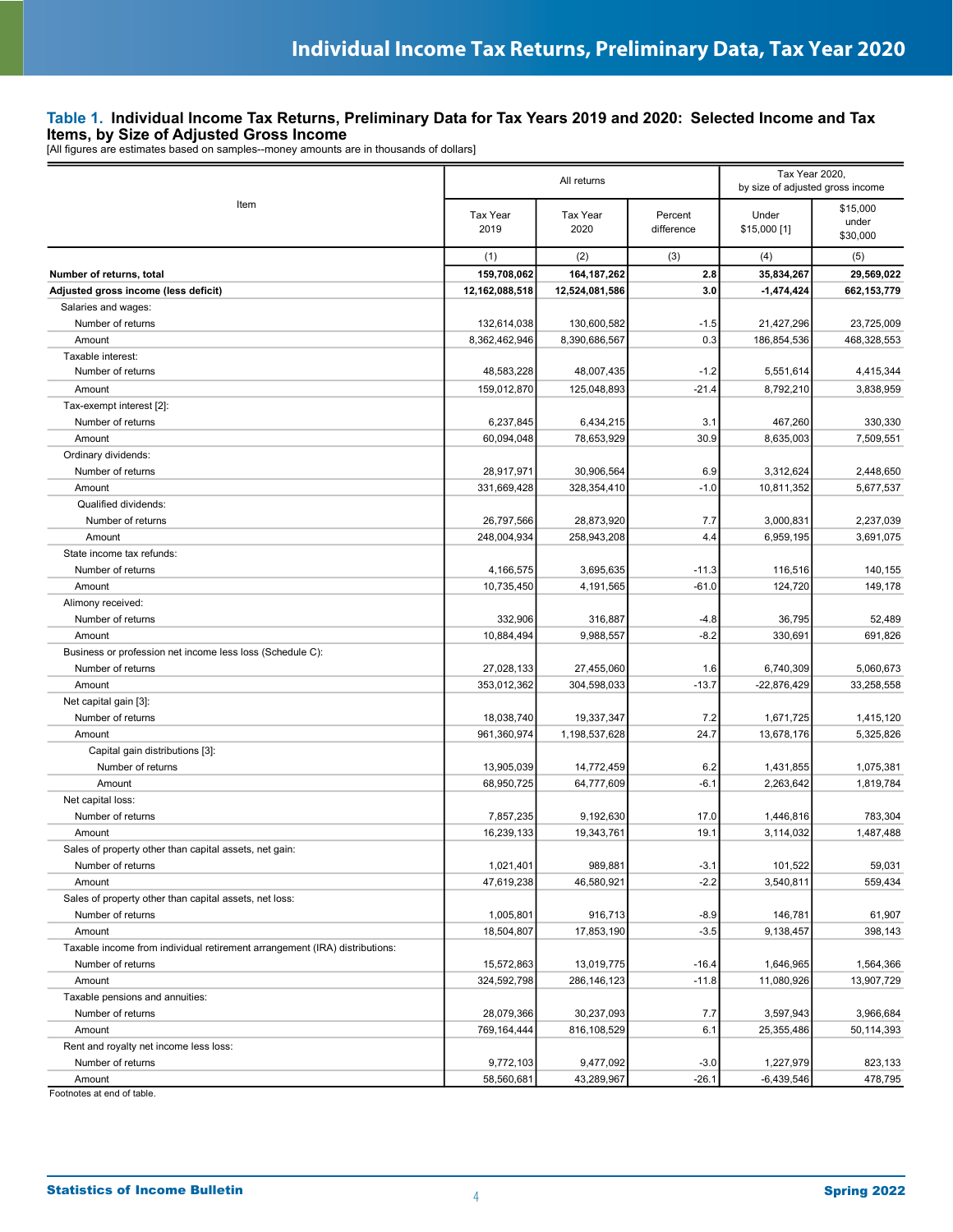## Table 1. Individual Income Tax Returns, Preliminary Data for Tax Years 2019 and 2020: Selected Income and Tax Items, by Size of Adjusted Gross Income

[All figures are estimates based on samples--money amounts are in thousands of dollars]

| Item | All returns | | | Tax Year 2020, by size of adjusted gross income | |
|---|---|---|---|---|---|
| | Tax Year 2019 | Tax Year 2020 | Percent difference | Under $15,000 [1] | $15,000 under $30,000 |
| | (1) | (2) | (3) | (4) | (5) |
| **Number of returns, total** | **159,708,062** | **164,187,262** | **2.8** | **35,834,267** | **29,569,022** |
| **Adjusted gross income (less deficit)** | **12,162,088,518** | **12,524,081,586** | **3.0** | **-1,474,424** | **662,153,779** |
| Salaries and wages: | | | | | |
| Number of returns | 132,614,038 | 130,600,582 | -1.5 | 21,427,296 | 23,725,009 |
| Amount | 8,362,462,946 | 8,390,686,567 | 0.3 | 186,854,536 | 468,328,553 |
| Taxable interest: | | | | | |
| Number of returns | 48,583,228 | 48,007,435 | -1.2 | 5,551,614 | 4,415,344 |
| Amount | 159,012,870 | 125,048,893 | -21.4 | 8,792,210 | 3,838,959 |
| Tax-exempt interest [2]: | | | | | |
| Number of returns | 6,237,845 | 6,434,215 | 3.1 | 467,260 | 330,330 |
| Amount | 60,094,048 | 78,653,929 | 30.9 | 8,635,003 | 7,509,551 |
| Ordinary dividends: | | | | | |
| Number of returns | 28,917,971 | 30,906,564 | 6.9 | 3,312,624 | 2,448,650 |
| Amount | 331,669,428 | 328,354,410 | -1.0 | 10,811,352 | 5,677,537 |
| Qualified dividends: | | | | | |
| Number of returns | 26,797,566 | 28,873,920 | 7.7 | 3,000,831 | 2,237,039 |
| Amount | 248,004,934 | 258,943,208 | 4.4 | 6,959,195 | 3,691,075 |
| State income tax refunds: | | | | | |
| Number of returns | 4,166,575 | 3,695,635 | -11.3 | 116,516 | 140,155 |
| Amount | 10,735,450 | 4,191,565 | -61.0 | 124,720 | 149,178 |
| Alimony received: | | | | | |
| Number of returns | 332,906 | 316,887 | -4.8 | 36,795 | 52,489 |
| Amount | 10,884,494 | 9,988,557 | -8.2 | 330,691 | 691,826 |
| Business or profession net income less loss (Schedule C): | | | | | |
| Number of returns | 27,028,133 | 27,455,060 | 1.6 | 6,740,309 | 5,060,673 |
| Amount | 353,012,362 | 304,598,033 | -13.7 | -22,876,429 | 33,258,558 |
| Net capital gain [3]: | | | | | |
| Number of returns | 18,038,740 | 19,337,347 | 7.2 | 1,671,725 | 1,415,120 |
| Amount | 961,360,974 | 1,198,537,628 | 24.7 | 13,678,176 | 5,325,826 |
| Capital gain distributions [3]: | | | | | |
| Number of returns | 13,905,039 | 14,772,459 | 6.2 | 1,431,855 | 1,075,381 |
| Amount | 68,950,725 | 64,777,609 | -6.1 | 2,263,642 | 1,819,784 |
| Net capital loss: | | | | | |
| Number of returns | 7,857,235 | 9,192,630 | 17.0 | 1,446,816 | 783,304 |
| Amount | 16,239,133 | 19,343,761 | 19.1 | 3,114,032 | 1,487,488 |
| Sales of property other than capital assets, net gain: | | | | | |
| Number of returns | 1,021,401 | 989,881 | -3.1 | 101,522 | 59,031 |
| Amount | 47,619,238 | 46,580,921 | -2.2 | 3,540,811 | 559,434 |
| Sales of property other than capital assets, net loss: | | | | | |
| Number of returns | 1,005,801 | 916,713 | -8.9 | 146,781 | 61,907 |
| Amount | 18,504,807 | 17,853,190 | -3.5 | 9,138,457 | 398,143 |
| Taxable income from individual retirement arrangement (IRA) distributions: | | | | | |
| Number of returns | 15,572,863 | 13,019,775 | -16.4 | 1,646,965 | 1,564,366 |
| Amount | 324,592,798 | 286,146,123 | -11.8 | 11,080,926 | 13,907,729 |
| Taxable pensions and annuities: | | | | | |
| Number of returns | 28,079,366 | 30,237,093 | 7.7 | 3,597,943 | 3,966,684 |
| Amount | 769,164,444 | 816,108,529 | 6.1 | 25,355,486 | 50,114,393 |
| Rent and royalty net income less loss: | | | | | |
| Number of returns | 9,772,103 | 9,477,092 | -3.0 | 1,227,979 | 823,133 |
| Amount | 58,560,681 | 43,289,967 | -26.1 | -6,439,546 | 478,795 |

Footnotes at end of table.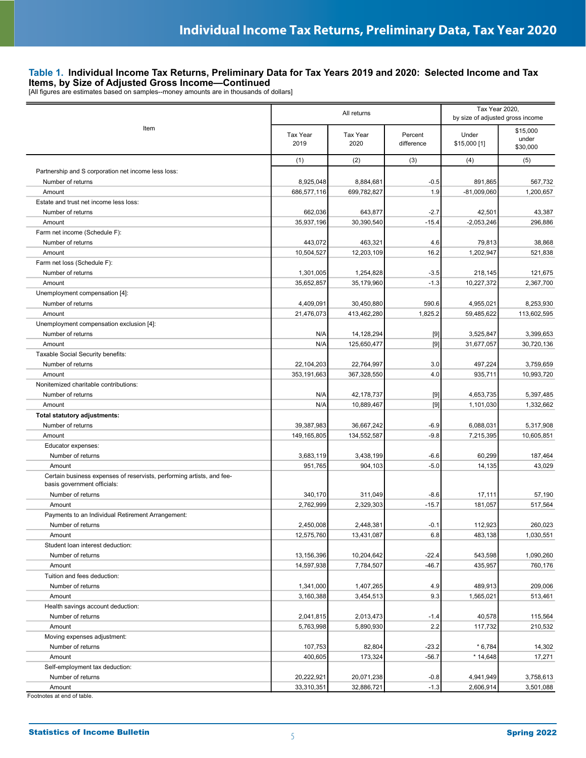**Table 1. Individual Income Tax Returns, Preliminary Data for Tax Years 2019 and 2020: Selected Income and Tax Items, by Size of Adjusted Gross Income—Continued**

[All figures are estimates based on samples--money amounts are in thousands of dollars]

| Item | All returns | | | Tax Year 2020, by size of adjusted gross income | |
|---|---|---|---|---|---|
| | Tax Year 2019 | Tax Year 2020 | Percent difference | Under $15,000 [1] | $15,000 under $30,000 |
| | (1) | (2) | (3) | (4) | (5) |
| Partnership and S corporation net income less loss: | | | | | |
| Number of returns | 8,925,048 | 8,884,681 | -0.5 | 891,865 | 567,732 |
| Amount | 686,577,116 | 699,782,827 | 1.9 | -81,009,060 | 1,200,657 |
| Estate and trust net income less loss: | | | | | |
| Number of returns | 662,036 | 643,877 | -2.7 | 42,501 | 43,387 |
| Amount | 35,937,196 | 30,390,540 | -15.4 | -2,053,246 | 296,886 |
| Farm net income (Schedule F): | | | | | |
| Number of returns | 443,072 | 463,321 | 4.6 | 79,813 | 38,868 |
| Amount | 10,504,527 | 12,203,109 | 16.2 | 1,202,947 | 521,838 |
| Farm net loss (Schedule F): | | | | | |
| Number of returns | 1,301,005 | 1,254,828 | -3.5 | 218,145 | 121,675 |
| Amount | 35,652,857 | 35,179,960 | -1.3 | 10,227,372 | 2,367,700 |
| Unemployment compensation [4]: | | | | | |
| Number of returns | 4,409,091 | 30,450,880 | 590.6 | 4,955,021 | 8,253,930 |
| Amount | 21,476,073 | 413,462,280 | 1,825.2 | 59,485,622 | 113,602,595 |
| Unemployment compensation exclusion [4]: | | | | | |
| Number of returns | N/A | 14,128,294 | [9] | 3,525,847 | 3,399,653 |
| Amount | N/A | 125,650,477 | [9] | 31,677,057 | 30,720,136 |
| Taxable Social Security benefits: | | | | | |
| Number of returns | 22,104,203 | 22,764,997 | 3.0 | 497,224 | 3,759,659 |
| Amount | 353,191,663 | 367,328,550 | 4.0 | 935,711 | 10,993,720 |
| Nonitemized charitable contributions: | | | | | |
| Number of returns | N/A | 42,178,737 | [9] | 4,653,735 | 5,397,485 |
| Amount | N/A | 10,889,467 | [9] | 1,101,030 | 1,332,662 |
| **Total statutory adjustments:** | | | | | |
| Number of returns | 39,387,983 | 36,667,242 | -6.9 | 6,088,031 | 5,317,908 |
| Amount | 149,165,805 | 134,552,587 | -9.8 | 7,215,395 | 10,605,851 |
| Educator expenses: | | | | | |
| Number of returns | 3,683,119 | 3,438,199 | -6.6 | 60,299 | 187,464 |
| Amount | 951,765 | 904,103 | -5.0 | 14,135 | 43,029 |
| Certain business expenses of reservists, performing artists, and fee-basis government officials: | | | | | |
| Number of returns | 340,170 | 311,049 | -8.6 | 17,111 | 57,190 |
| Amount | 2,762,999 | 2,329,303 | -15.7 | 181,057 | 517,564 |
| Payments to an Individual Retirement Arrangement: | | | | | |
| Number of returns | 2,450,008 | 2,448,381 | -0.1 | 112,923 | 260,023 |
| Amount | 12,575,760 | 13,431,087 | 6.8 | 483,138 | 1,030,551 |
| Student loan interest deduction: | | | | | |
| Number of returns | 13,156,396 | 10,204,642 | -22.4 | 543,598 | 1,090,260 |
| Amount | 14,597,938 | 7,784,507 | -46.7 | 435,957 | 760,176 |
| Tuition and fees deduction: | | | | | |
| Number of returns | 1,341,000 | 1,407,265 | 4.9 | 489,913 | 209,006 |
| Amount | 3,160,388 | 3,454,513 | 9.3 | 1,565,021 | 513,461 |
| Health savings account deduction: | | | | | |
| Number of returns | 2,041,815 | 2,013,473 | -1.4 | 40,578 | 115,564 |
| Amount | 5,763,998 | 5,890,930 | 2.2 | 117,732 | 210,532 |
| Moving expenses adjustment: | | | | | |
| Number of returns | 107,753 | 82,804 | -23.2 | * 6,784 | 14,302 |
| Amount | 400,605 | 173,324 | -56.7 | * 14,648 | 17,271 |
| Self-employment tax deduction: | | | | | |
| Number of returns | 20,222,921 | 20,071,238 | -0.8 | 4,941,949 | 3,758,613 |
| Amount | 33,310,351 | 32,886,721 | -1.3 | 2,606,914 | 3,501,088 |

Footnotes at end of table.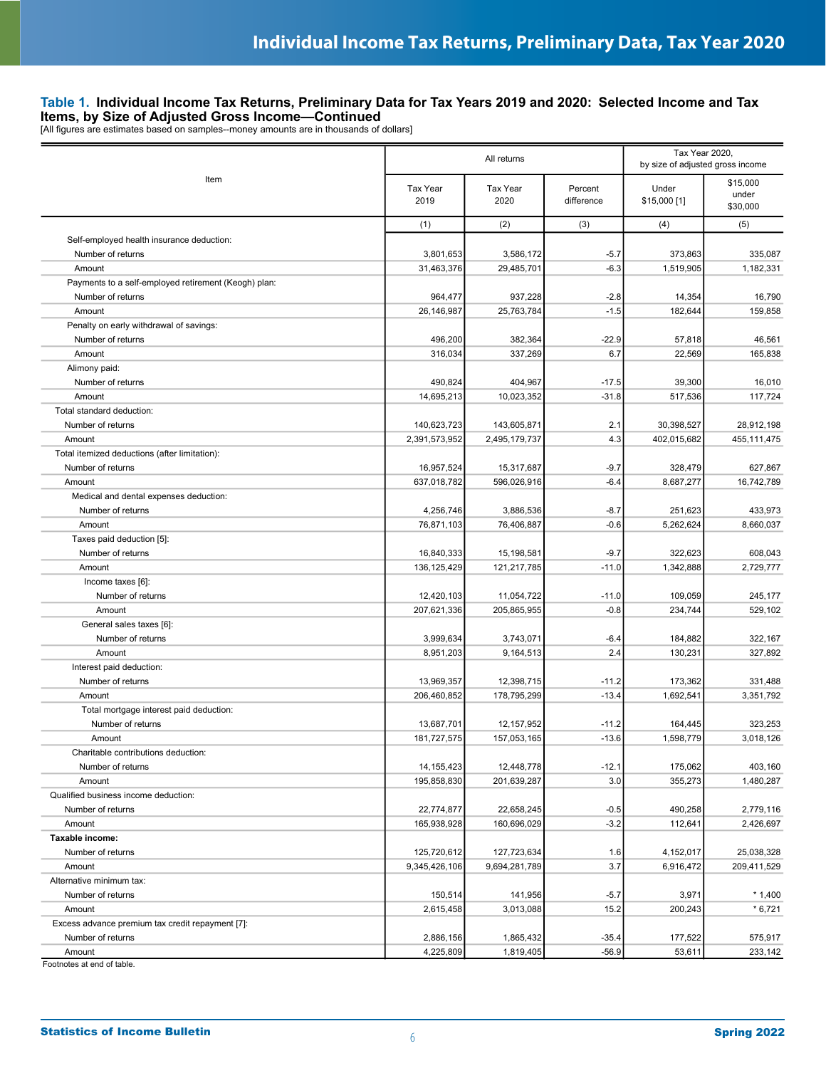**Table 1. Individual Income Tax Returns, Preliminary Data for Tax Years 2019 and 2020: Selected Income and Tax Items, by Size of Adjusted Gross Income—Continued**

[All figures are estimates based on samples--money amounts are in thousands of dollars]

| Item | All returns | | | Tax Year 2020, by size of adjusted gross income | |
|---|---|---|---|---|---|
| | Tax Year 2019 | Tax Year 2020 | Percent difference | Under $15,000 [1] | $15,000 under $30,000 |
| | (1) | (2) | (3) | (4) | (5) |
| Self-employed health insurance deduction: | | | | | |
| Number of returns | 3,801,653 | 3,586,172 | -5.7 | 373,863 | 335,087 |
| Amount | 31,463,376 | 29,485,701 | -6.3 | 1,519,905 | 1,182,331 |
| Payments to a self-employed retirement (Keogh) plan: | | | | | |
| Number of returns | 964,477 | 937,228 | -2.8 | 14,354 | 16,790 |
| Amount | 26,146,987 | 25,763,784 | -1.5 | 182,644 | 159,858 |
| Penalty on early withdrawal of savings: | | | | | |
| Number of returns | 496,200 | 382,364 | -22.9 | 57,818 | 46,561 |
| Amount | 316,034 | 337,269 | 6.7 | 22,569 | 165,838 |
| Alimony paid: | | | | | |
| Number of returns | 490,824 | 404,967 | -17.5 | 39,300 | 16,010 |
| Amount | 14,695,213 | 10,023,352 | -31.8 | 517,536 | 117,724 |
| Total standard deduction: | | | | | |
| Number of returns | 140,623,723 | 143,605,871 | 2.1 | 30,398,527 | 28,912,198 |
| Amount | 2,391,573,952 | 2,495,179,737 | 4.3 | 402,015,682 | 455,111,475 |
| Total itemized deductions (after limitation): | | | | | |
| Number of returns | 16,957,524 | 15,317,687 | -9.7 | 328,479 | 627,867 |
| Amount | 637,018,782 | 596,026,916 | -6.4 | 8,687,277 | 16,742,789 |
| Medical and dental expenses deduction: | | | | | |
| Number of returns | 4,256,746 | 3,886,536 | -8.7 | 251,623 | 433,973 |
| Amount | 76,871,103 | 76,406,887 | -0.6 | 5,262,624 | 8,660,037 |
| Taxes paid deduction [5]: | | | | | |
| Number of returns | 16,840,333 | 15,198,581 | -9.7 | 322,623 | 608,043 |
| Amount | 136,125,429 | 121,217,785 | -11.0 | 1,342,888 | 2,729,777 |
| Income taxes [6]: | | | | | |
| Number of returns | 12,420,103 | 11,054,722 | -11.0 | 109,059 | 245,177 |
| Amount | 207,621,336 | 205,865,955 | -0.8 | 234,744 | 529,102 |
| General sales taxes [6]: | | | | | |
| Number of returns | 3,999,634 | 3,743,071 | -6.4 | 184,882 | 322,167 |
| Amount | 8,951,203 | 9,164,513 | 2.4 | 130,231 | 327,892 |
| Interest paid deduction: | | | | | |
| Number of returns | 13,969,357 | 12,398,715 | -11.2 | 173,362 | 331,488 |
| Amount | 206,460,852 | 178,795,299 | -13.4 | 1,692,541 | 3,351,792 |
| Total mortgage interest paid deduction: | | | | | |
| Number of returns | 13,687,701 | 12,157,952 | -11.2 | 164,445 | 323,253 |
| Amount | 181,727,575 | 157,053,165 | -13.6 | 1,598,779 | 3,018,126 |
| Charitable contributions deduction: | | | | | |
| Number of returns | 14,155,423 | 12,448,778 | -12.1 | 175,062 | 403,160 |
| Amount | 195,858,830 | 201,639,287 | 3.0 | 355,273 | 1,480,287 |
| Qualified business income deduction: | | | | | |
| Number of returns | 22,774,877 | 22,658,245 | -0.5 | 490,258 | 2,779,116 |
| Amount | 165,938,928 | 160,696,029 | -3.2 | 112,641 | 2,426,697 |
| **Taxable income:** | | | | | |
| Number of returns | 125,720,612 | 127,723,634 | 1.6 | 4,152,017 | 25,038,328 |
| Amount | 9,345,426,106 | 9,694,281,789 | 3.7 | 6,916,472 | 209,411,529 |
| Alternative minimum tax: | | | | | |
| Number of returns | 150,514 | 141,956 | -5.7 | 3,971 | * 1,400 |
| Amount | 2,615,458 | 3,013,088 | 15.2 | 200,243 | * 6,721 |
| Excess advance premium tax credit repayment [7]: | | | | | |
| Number of returns | 2,886,156 | 1,865,432 | -35.4 | 177,522 | 575,917 |
| Amount | 4,225,809 | 1,819,405 | -56.9 | 53,611 | 233,142 |

Footnotes at end of table.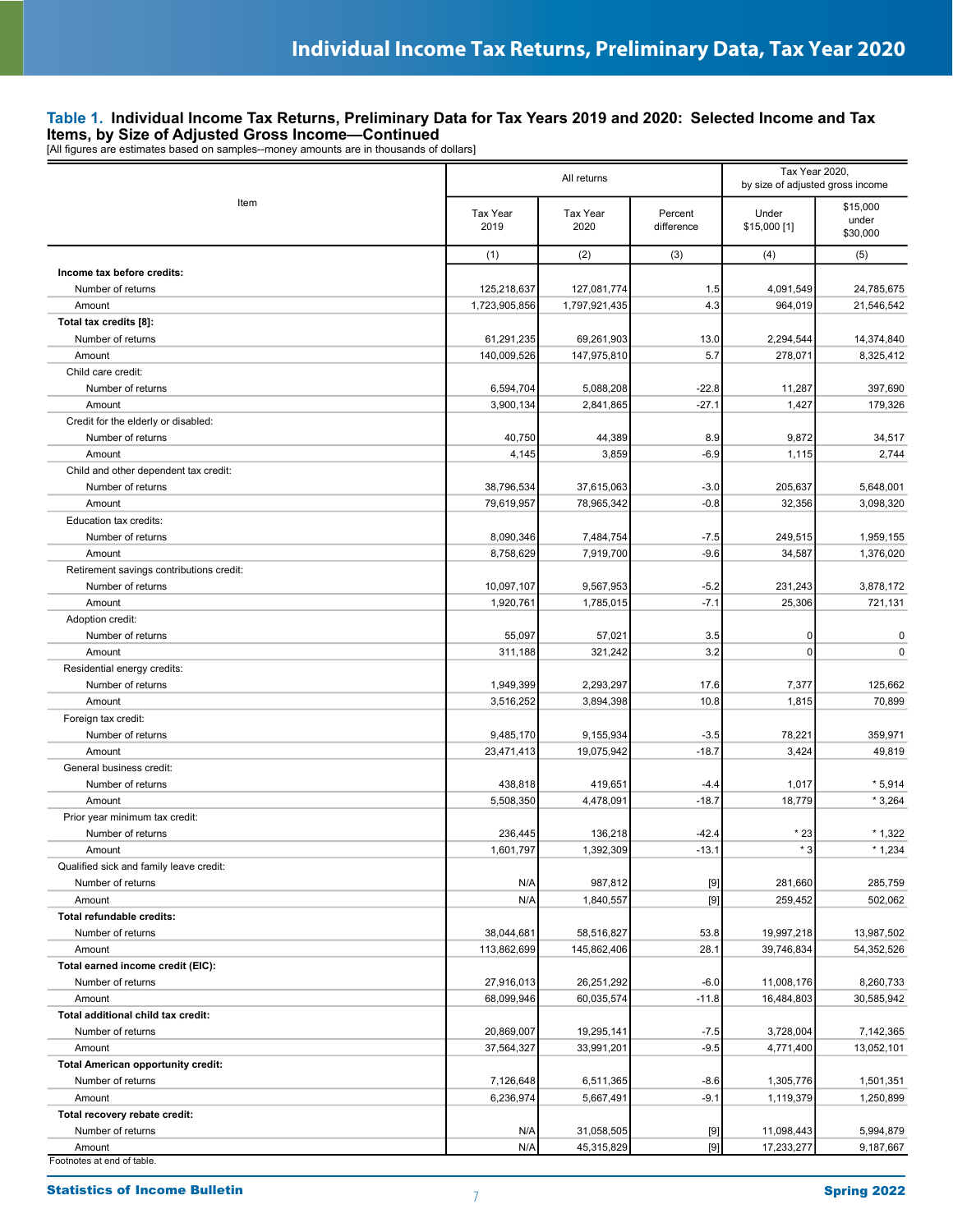## Table 1. Individual Income Tax Returns, Preliminary Data for Tax Years 2019 and 2020: Selected Income and Tax Items, by Size of Adjusted Gross Income—Continued

[All figures are estimates based on samples--money amounts are in thousands of dollars]

| Item | All returns | | | Tax Year 2020, by size of adjusted gross income | |
|---|---|---|---|---|---|
| | Tax Year 2019 | Tax Year 2020 | Percent difference | Under $15,000 [1] | $15,000 under $30,000 |
| | (1) | (2) | (3) | (4) | (5) |
| **Income tax before credits:** | | | | | |
| Number of returns | 125,218,637 | 127,081,774 | 1.5 | 4,091,549 | 24,785,675 |
| Amount | 1,723,905,856 | 1,797,921,435 | 4.3 | 964,019 | 21,546,542 |
| **Total tax credits [8]:** | | | | | |
| Number of returns | 61,291,235 | 69,261,903 | 13.0 | 2,294,544 | 14,374,840 |
| Amount | 140,009,526 | 147,975,810 | 5.7 | 278,071 | 8,325,412 |
| Child care credit: | | | | | |
| Number of returns | 6,594,704 | 5,088,208 | -22.8 | 11,287 | 397,690 |
| Amount | 3,900,134 | 2,841,865 | -27.1 | 1,427 | 179,326 |
| Credit for the elderly or disabled: | | | | | |
| Number of returns | 40,750 | 44,389 | 8.9 | 9,872 | 34,517 |
| Amount | 4,145 | 3,859 | -6.9 | 1,115 | 2,744 |
| Child and other dependent tax credit: | | | | | |
| Number of returns | 38,796,534 | 37,615,063 | -3.0 | 205,637 | 5,648,001 |
| Amount | 79,619,957 | 78,965,342 | -0.8 | 32,356 | 3,098,320 |
| Education tax credits: | | | | | |
| Number of returns | 8,090,346 | 7,484,754 | -7.5 | 249,515 | 1,959,155 |
| Amount | 8,758,629 | 7,919,700 | -9.6 | 34,587 | 1,376,020 |
| Retirement savings contributions credit: | | | | | |
| Number of returns | 10,097,107 | 9,567,953 | -5.2 | 231,243 | 3,878,172 |
| Amount | 1,920,761 | 1,785,015 | -7.1 | 25,306 | 721,131 |
| Adoption credit: | | | | | |
| Number of returns | 55,097 | 57,021 | 3.5 | 0 | 0 |
| Amount | 311,188 | 321,242 | 3.2 | 0 | 0 |
| Residential energy credits: | | | | | |
| Number of returns | 1,949,399 | 2,293,297 | 17.6 | 7,377 | 125,662 |
| Amount | 3,516,252 | 3,894,398 | 10.8 | 1,815 | 70,899 |
| Foreign tax credit: | | | | | |
| Number of returns | 9,485,170 | 9,155,934 | -3.5 | 78,221 | 359,971 |
| Amount | 23,471,413 | 19,075,942 | -18.7 | 3,424 | 49,819 |
| General business credit: | | | | | |
| Number of returns | 438,818 | 419,651 | -4.4 | 1,017 | * 5,914 |
| Amount | 5,508,350 | 4,478,091 | -18.7 | 18,779 | * 3,264 |
| Prior year minimum tax credit: | | | | | |
| Number of returns | 236,445 | 136,218 | -42.4 | * 23 | * 1,322 |
| Amount | 1,601,797 | 1,392,309 | -13.1 | * 3 | * 1,234 |
| Qualified sick and family leave credit: | | | | | |
| Number of returns | N/A | 987,812 | [9] | 281,660 | 285,759 |
| Amount | N/A | 1,840,557 | [9] | 259,452 | 502,062 |
| **Total refundable credits:** | | | | | |
| Number of returns | 38,044,681 | 58,516,827 | 53.8 | 19,997,218 | 13,987,502 |
| Amount | 113,862,699 | 145,862,406 | 28.1 | 39,746,834 | 54,352,526 |
| **Total earned income credit (EIC):** | | | | | |
| Number of returns | 27,916,013 | 26,251,292 | -6.0 | 11,008,176 | 8,260,733 |
| Amount | 68,099,946 | 60,035,574 | -11.8 | 16,484,803 | 30,585,942 |
| **Total additional child tax credit:** | | | | | |
| Number of returns | 20,869,007 | 19,295,141 | -7.5 | 3,728,004 | 7,142,365 |
| Amount | 37,564,327 | 33,991,201 | -9.5 | 4,771,400 | 13,052,101 |
| **Total American opportunity credit:** | | | | | |
| Number of returns | 7,126,648 | 6,511,365 | -8.6 | 1,305,776 | 1,501,351 |
| Amount | 6,236,974 | 5,667,491 | -9.1 | 1,119,379 | 1,250,899 |
| **Total recovery rebate credit:** | | | | | |
| Number of returns | N/A | 31,058,505 | [9] | 11,098,443 | 5,994,879 |
| Amount | N/A | 45,315,829 | [9] | 17,233,277 | 9,187,667 |

Footnotes at end of table.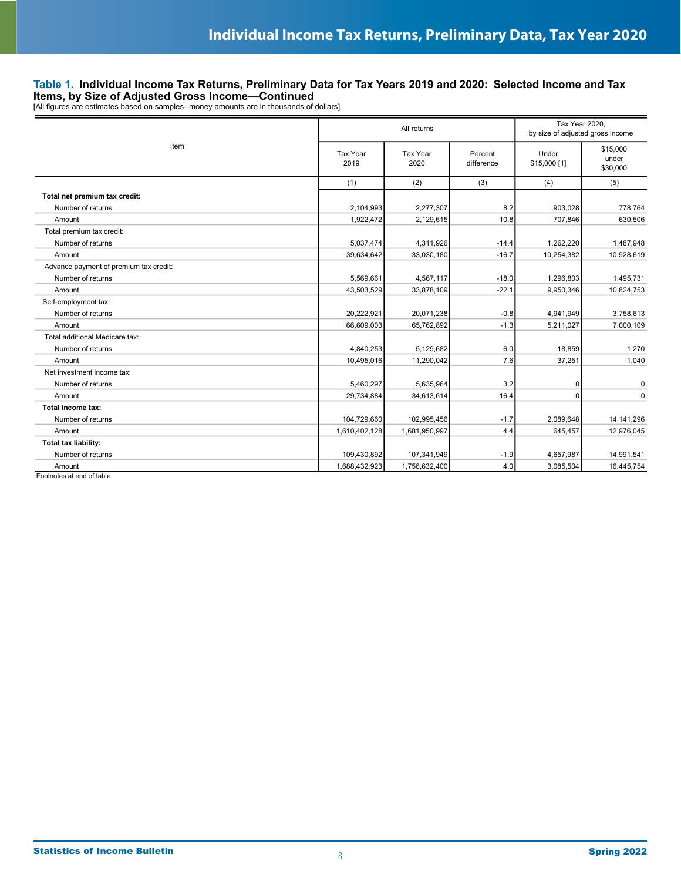**Table 1. Individual Income Tax Returns, Preliminary Data for Tax Years 2019 and 2020: Selected Income and Tax Items, by Size of Adjusted Gross Income—Continued**

[All figures are estimates based on samples--money amounts are in thousands of dollars]

| Item | All returns | | | Tax Year 2020, by size of adjusted gross income | |
|---|---|---|---|---|---|
| | Tax Year 2019 | Tax Year 2020 | Percent difference | Under $15,000 [1] | $15,000 under $30,000 |
| | (1) | (2) | (3) | (4) | (5) |
| **Total net premium tax credit:** | | | | | |
| Number of returns | 2,104,993 | 2,277,307 | 8.2 | 903,028 | 778,764 |
| Amount | 1,922,472 | 2,129,615 | 10.8 | 707,846 | 630,506 |
| Total premium tax credit: | | | | | |
| Number of returns | 5,037,474 | 4,311,926 | -14.4 | 1,262,220 | 1,487,948 |
| Amount | 39,634,642 | 33,030,180 | -16.7 | 10,254,382 | 10,928,619 |
| Advance payment of premium tax credit: | | | | | |
| Number of returns | 5,569,661 | 4,567,117 | -18.0 | 1,296,803 | 1,495,731 |
| Amount | 43,503,529 | 33,878,109 | -22.1 | 9,950,346 | 10,824,753 |
| Self-employment tax: | | | | | |
| Number of returns | 20,222,921 | 20,071,238 | -0.8 | 4,941,949 | 3,758,613 |
| Amount | 66,609,003 | 65,762,892 | -1.3 | 5,211,027 | 7,000,109 |
| Total additional Medicare tax: | | | | | |
| Number of returns | 4,840,253 | 5,129,682 | 6.0 | 18,859 | 1,270 |
| Amount | 10,495,016 | 11,290,042 | 7.6 | 37,251 | 1,040 |
| Net investment income tax: | | | | | |
| Number of returns | 5,460,297 | 5,635,964 | 3.2 | 0 | 0 |
| Amount | 29,734,884 | 34,613,614 | 16.4 | 0 | 0 |
| **Total income tax:** | | | | | |
| Number of returns | 104,729,660 | 102,995,456 | -1.7 | 2,089,648 | 14,141,296 |
| Amount | 1,610,402,128 | 1,681,950,997 | 4.4 | 645,457 | 12,976,045 |
| **Total tax liability:** | | | | | |
| Number of returns | 109,430,892 | 107,341,949 | -1.9 | 4,657,987 | 14,991,541 |
| Amount | 1,688,432,923 | 1,756,632,400 | 4.0 | 3,085,504 | 16,445,754 |

Footnotes at end of table.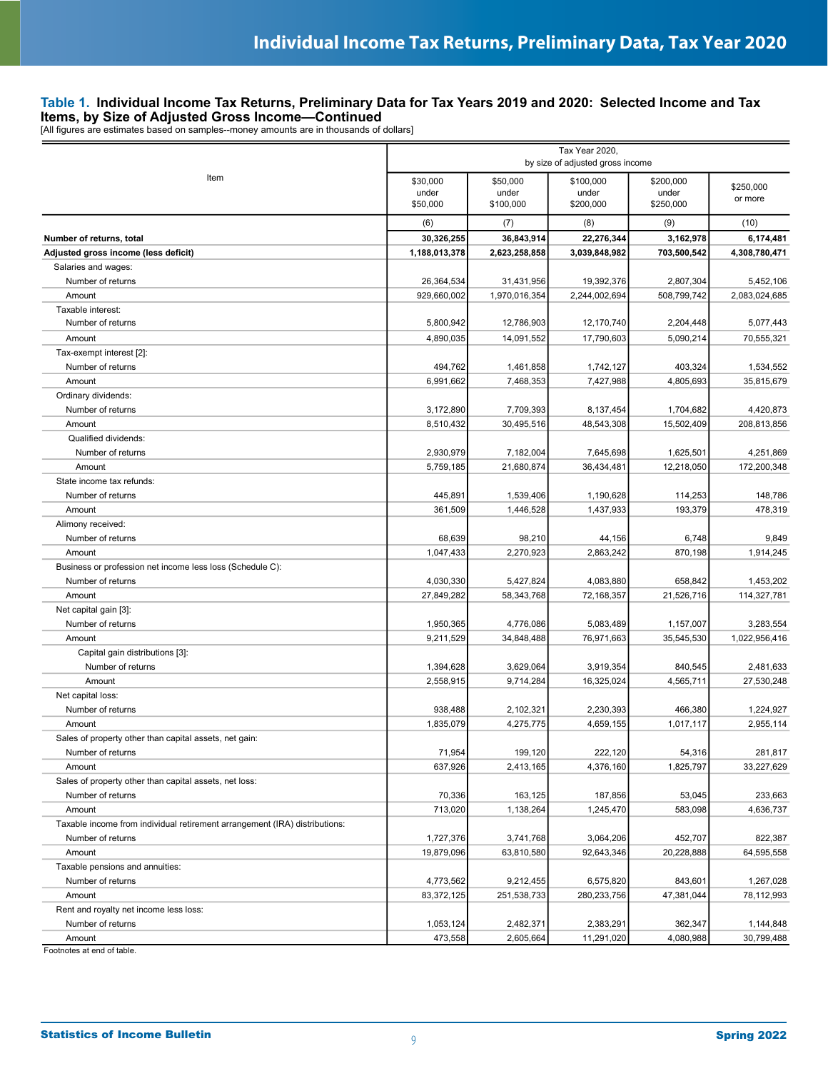## Table 1. Individual Income Tax Returns, Preliminary Data for Tax Years 2019 and 2020: Selected Income and Tax Items, by Size of Adjusted Gross Income—Continued

[All figures are estimates based on samples--money amounts are in thousands of dollars]

| Item | Tax Year 2020, by size of adjusted gross income | | | | |
|---|---|---|---|---|---|
| | $30,000 under $50,000 | $50,000 under $100,000 | $100,000 under $200,000 | $200,000 under $250,000 | $250,000 or more |
| | (6) | (7) | (8) | (9) | (10) |
| **Number of returns, total** | **30,326,255** | **36,843,914** | **22,276,344** | **3,162,978** | **6,174,481** |
| **Adjusted gross income (less deficit)** | **1,188,013,378** | **2,623,258,858** | **3,039,848,982** | **703,500,542** | **4,308,780,471** |
| Salaries and wages: | | | | | |
| Number of returns | 26,364,534 | 31,431,956 | 19,392,376 | 2,807,304 | 5,452,106 |
| Amount | 929,660,002 | 1,970,016,354 | 2,244,002,694 | 508,799,742 | 2,083,024,685 |
| Taxable interest: | | | | | |
| Number of returns | 5,800,942 | 12,786,903 | 12,170,740 | 2,204,448 | 5,077,443 |
| Amount | 4,890,035 | 14,091,552 | 17,790,603 | 5,090,214 | 70,555,321 |
| Tax-exempt interest [2]: | | | | | |
| Number of returns | 494,762 | 1,461,858 | 1,742,127 | 403,324 | 1,534,552 |
| Amount | 6,991,662 | 7,468,353 | 7,427,988 | 4,805,693 | 35,815,679 |
| Ordinary dividends: | | | | | |
| Number of returns | 3,172,890 | 7,709,393 | 8,137,454 | 1,704,682 | 4,420,873 |
| Amount | 8,510,432 | 30,495,516 | 48,543,308 | 15,502,409 | 208,813,856 |
| Qualified dividends: | | | | | |
| Number of returns | 2,930,979 | 7,182,004 | 7,645,698 | 1,625,501 | 4,251,869 |
| Amount | 5,759,185 | 21,680,874 | 36,434,481 | 12,218,050 | 172,200,348 |
| State income tax refunds: | | | | | |
| Number of returns | 445,891 | 1,539,406 | 1,190,628 | 114,253 | 148,786 |
| Amount | 361,509 | 1,446,528 | 1,437,933 | 193,379 | 478,319 |
| Alimony received: | | | | | |
| Number of returns | 68,639 | 98,210 | 44,156 | 6,748 | 9,849 |
| Amount | 1,047,433 | 2,270,923 | 2,863,242 | 870,198 | 1,914,245 |
| Business or profession net income less loss (Schedule C): | | | | | |
| Number of returns | 4,030,330 | 5,427,824 | 4,083,880 | 658,842 | 1,453,202 |
| Amount | 27,849,282 | 58,343,768 | 72,168,357 | 21,526,716 | 114,327,781 |
| Net capital gain [3]: | | | | | |
| Number of returns | 1,950,365 | 4,776,086 | 5,083,489 | 1,157,007 | 3,283,554 |
| Amount | 9,211,529 | 34,848,488 | 76,971,663 | 35,545,530 | 1,022,956,416 |
| Capital gain distributions [3]: | | | | | |
| Number of returns | 1,394,628 | 3,629,064 | 3,919,354 | 840,545 | 2,481,633 |
| Amount | 2,558,915 | 9,714,284 | 16,325,024 | 4,565,711 | 27,530,248 |
| Net capital loss: | | | | | |
| Number of returns | 938,488 | 2,102,321 | 2,230,393 | 466,380 | 1,224,927 |
| Amount | 1,835,079 | 4,275,775 | 4,659,155 | 1,017,117 | 2,955,114 |
| Sales of property other than capital assets, net gain: | | | | | |
| Number of returns | 71,954 | 199,120 | 222,120 | 54,316 | 281,817 |
| Amount | 637,926 | 2,413,165 | 4,376,160 | 1,825,797 | 33,227,629 |
| Sales of property other than capital assets, net loss: | | | | | |
| Number of returns | 70,336 | 163,125 | 187,856 | 53,045 | 233,663 |
| Amount | 713,020 | 1,138,264 | 1,245,470 | 583,098 | 4,636,737 |
| Taxable income from individual retirement arrangement (IRA) distributions: | | | | | |
| Number of returns | 1,727,376 | 3,741,768 | 3,064,206 | 452,707 | 822,387 |
| Amount | 19,879,096 | 63,810,580 | 92,643,346 | 20,228,888 | 64,595,558 |
| Taxable pensions and annuities: | | | | | |
| Number of returns | 4,773,562 | 9,212,455 | 6,575,820 | 843,601 | 1,267,028 |
| Amount | 83,372,125 | 251,538,733 | 280,233,756 | 47,381,044 | 78,112,993 |
| Rent and royalty net income less loss: | | | | | |
| Number of returns | 1,053,124 | 2,482,371 | 2,383,291 | 362,347 | 1,144,848 |
| Amount | 473,558 | 2,605,664 | 11,291,020 | 4,080,988 | 30,799,488 |

Footnotes at end of table.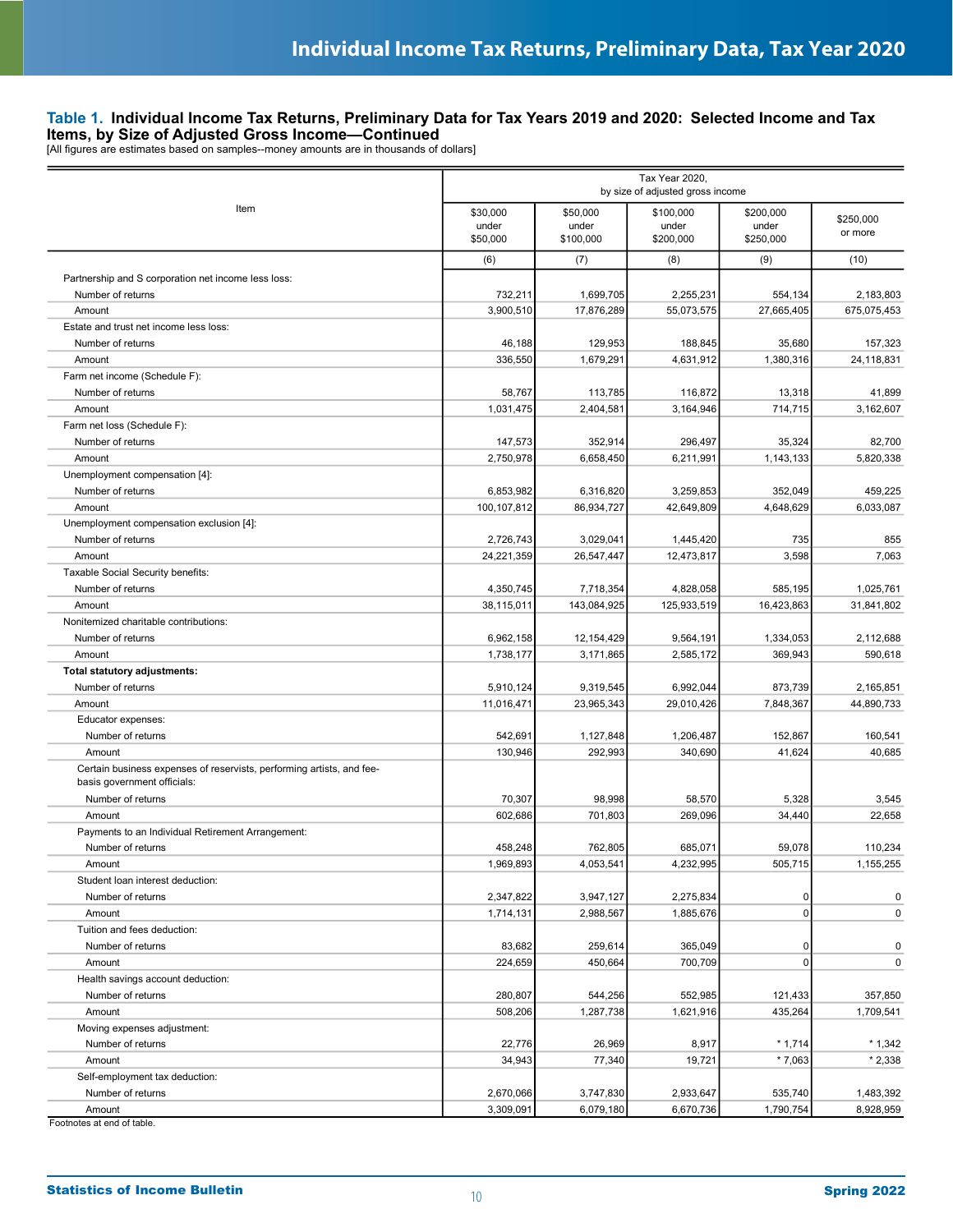## Table 1. Individual Income Tax Returns, Preliminary Data for Tax Years 2019 and 2020: Selected Income and Tax Items, by Size of Adjusted Gross Income—Continued

[All figures are estimates based on samples--money amounts are in thousands of dollars]

| Item | Tax Year 2020, by size of adjusted gross income | | | | |
|---|---|---|---|---|---|
| | $30,000 under $50,000 | $50,000 under $100,000 | $100,000 under $200,000 | $200,000 under $250,000 | $250,000 or more |
| | (6) | (7) | (8) | (9) | (10) |
| Partnership and S corporation net income less loss: | | | | | |
| Number of returns | 732,211 | 1,699,705 | 2,255,231 | 554,134 | 2,183,803 |
| Amount | 3,900,510 | 17,876,289 | 55,073,575 | 27,665,405 | 675,075,453 |
| Estate and trust net income less loss: | | | | | |
| Number of returns | 46,188 | 129,953 | 188,845 | 35,680 | 157,323 |
| Amount | 336,550 | 1,679,291 | 4,631,912 | 1,380,316 | 24,118,831 |
| Farm net income (Schedule F): | | | | | |
| Number of returns | 58,767 | 113,785 | 116,872 | 13,318 | 41,899 |
| Amount | 1,031,475 | 2,404,581 | 3,164,946 | 714,715 | 3,162,607 |
| Farm net loss (Schedule F): | | | | | |
| Number of returns | 147,573 | 352,914 | 296,497 | 35,324 | 82,700 |
| Amount | 2,750,978 | 6,658,450 | 6,211,991 | 1,143,133 | 5,820,338 |
| Unemployment compensation [4]: | | | | | |
| Number of returns | 6,853,982 | 6,316,820 | 3,259,853 | 352,049 | 459,225 |
| Amount | 100,107,812 | 86,934,727 | 42,649,809 | 4,648,629 | 6,033,087 |
| Unemployment compensation exclusion [4]: | | | | | |
| Number of returns | 2,726,743 | 3,029,041 | 1,445,420 | 735 | 855 |
| Amount | 24,221,359 | 26,547,447 | 12,473,817 | 3,598 | 7,063 |
| Taxable Social Security benefits: | | | | | |
| Number of returns | 4,350,745 | 7,718,354 | 4,828,058 | 585,195 | 1,025,761 |
| Amount | 38,115,011 | 143,084,925 | 125,933,519 | 16,423,863 | 31,841,802 |
| Nonitemized charitable contributions: | | | | | |
| Number of returns | 6,962,158 | 12,154,429 | 9,564,191 | 1,334,053 | 2,112,688 |
| Amount | 1,738,177 | 3,171,865 | 2,585,172 | 369,943 | 590,618 |
| **Total statutory adjustments:** | | | | | |
| Number of returns | 5,910,124 | 9,319,545 | 6,992,044 | 873,739 | 2,165,851 |
| Amount | 11,016,471 | 23,965,343 | 29,010,426 | 7,848,367 | 44,890,733 |
| Educator expenses: | | | | | |
| Number of returns | 542,691 | 1,127,848 | 1,206,487 | 152,867 | 160,541 |
| Amount | 130,946 | 292,993 | 340,690 | 41,624 | 40,685 |
| Certain business expenses of reservists, performing artists, and fee-basis government officials: | | | | | |
| Number of returns | 70,307 | 98,998 | 58,570 | 5,328 | 3,545 |
| Amount | 602,686 | 701,803 | 269,096 | 34,440 | 22,658 |
| Payments to an Individual Retirement Arrangement: | | | | | |
| Number of returns | 458,248 | 762,805 | 685,071 | 59,078 | 110,234 |
| Amount | 1,969,893 | 4,053,541 | 4,232,995 | 505,715 | 1,155,255 |
| Student loan interest deduction: | | | | | |
| Number of returns | 2,347,822 | 3,947,127 | 2,275,834 | 0 | 0 |
| Amount | 1,714,131 | 2,988,567 | 1,885,676 | 0 | 0 |
| Tuition and fees deduction: | | | | | |
| Number of returns | 83,682 | 259,614 | 365,049 | 0 | 0 |
| Amount | 224,659 | 450,664 | 700,709 | 0 | 0 |
| Health savings account deduction: | | | | | |
| Number of returns | 280,807 | 544,256 | 552,985 | 121,433 | 357,850 |
| Amount | 508,206 | 1,287,738 | 1,621,916 | 435,264 | 1,709,541 |
| Moving expenses adjustment: | | | | | |
| Number of returns | 22,776 | 26,969 | 8,917 | * 1,714 | * 1,342 |
| Amount | 34,943 | 77,340 | 19,721 | * 7,063 | * 2,338 |
| Self-employment tax deduction: | | | | | |
| Number of returns | 2,670,066 | 3,747,830 | 2,933,647 | 535,740 | 1,483,392 |
| Amount | 3,309,091 | 6,079,180 | 6,670,736 | 1,790,754 | 8,928,959 |

Footnotes at end of table.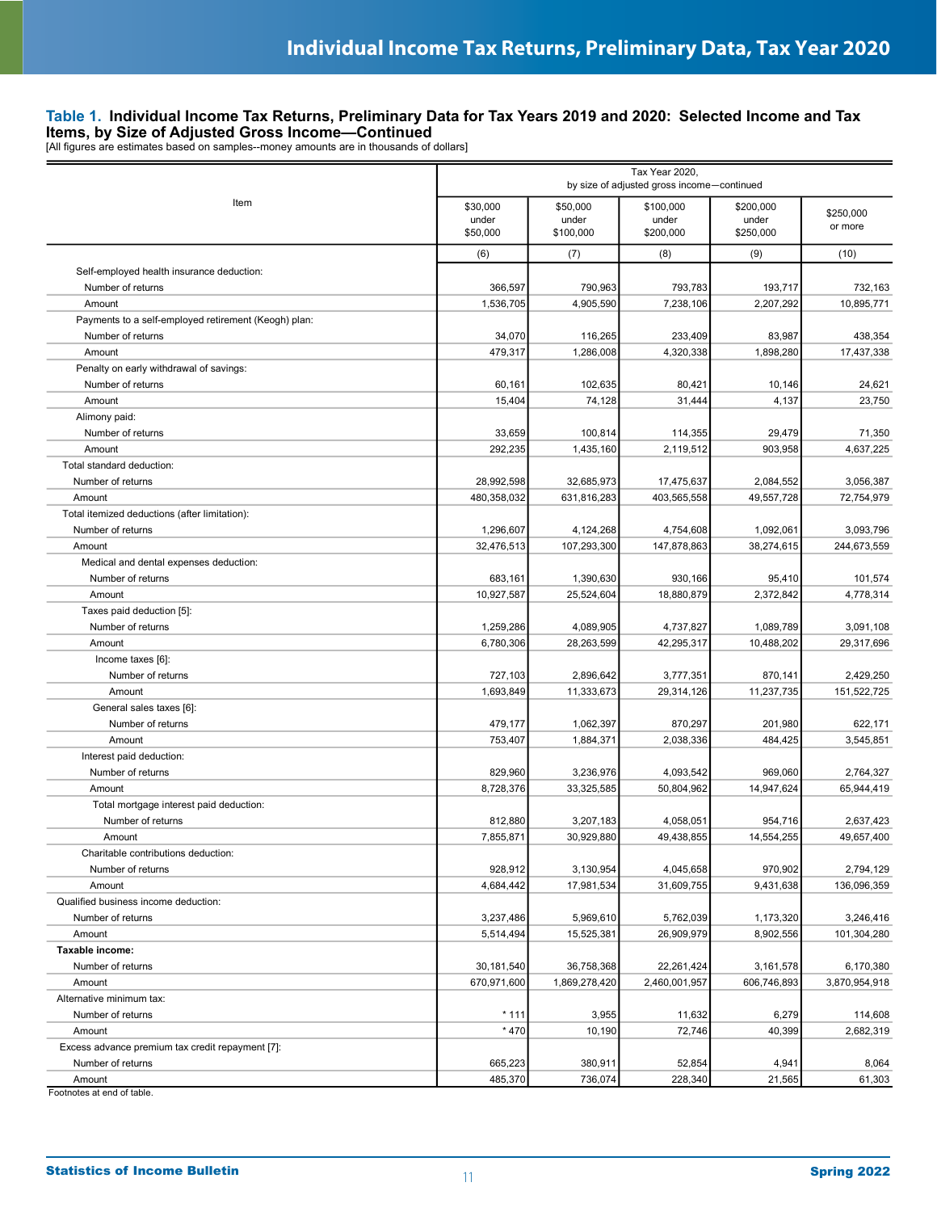## Table 1. Individual Income Tax Returns, Preliminary Data for Tax Years 2019 and 2020: Selected Income and Tax Items, by Size of Adjusted Gross Income—Continued

[All figures are estimates based on samples--money amounts are in thousands of dollars]

| Item | Tax Year 2020, by size of adjusted gross income—continued | | | | |
|---|---|---|---|---|---|
| | $30,000 under $50,000 | $50,000 under $100,000 | $100,000 under $200,000 | $200,000 under $250,000 | $250,000 or more |
| | (6) | (7) | (8) | (9) | (10) |
| Self-employed health insurance deduction: | | | | | |
| Number of returns | 366,597 | 790,963 | 793,783 | 193,717 | 732,163 |
| Amount | 1,536,705 | 4,905,590 | 7,238,106 | 2,207,292 | 10,895,771 |
| Payments to a self-employed retirement (Keogh) plan: | | | | | |
| Number of returns | 34,070 | 116,265 | 233,409 | 83,987 | 438,354 |
| Amount | 479,317 | 1,286,008 | 4,320,338 | 1,898,280 | 17,437,338 |
| Penalty on early withdrawal of savings: | | | | | |
| Number of returns | 60,161 | 102,635 | 80,421 | 10,146 | 24,621 |
| Amount | 15,404 | 74,128 | 31,444 | 4,137 | 23,750 |
| Alimony paid: | | | | | |
| Number of returns | 33,659 | 100,814 | 114,355 | 29,479 | 71,350 |
| Amount | 292,235 | 1,435,160 | 2,119,512 | 903,958 | 4,637,225 |
| Total standard deduction: | | | | | |
| Number of returns | 28,992,598 | 32,685,973 | 17,475,637 | 2,084,552 | 3,056,387 |
| Amount | 480,358,032 | 631,816,283 | 403,565,558 | 49,557,728 | 72,754,979 |
| Total itemized deductions (after limitation): | | | | | |
| Number of returns | 1,296,607 | 4,124,268 | 4,754,608 | 1,092,061 | 3,093,796 |
| Amount | 32,476,513 | 107,293,300 | 147,878,863 | 38,274,615 | 244,673,559 |
| Medical and dental expenses deduction: | | | | | |
| Number of returns | 683,161 | 1,390,630 | 930,166 | 95,410 | 101,574 |
| Amount | 10,927,587 | 25,524,604 | 18,880,879 | 2,372,842 | 4,778,314 |
| Taxes paid deduction [5]: | | | | | |
| Number of returns | 1,259,286 | 4,089,905 | 4,737,827 | 1,089,789 | 3,091,108 |
| Amount | 6,780,306 | 28,263,599 | 42,295,317 | 10,488,202 | 29,317,696 |
| Income taxes [6]: | | | | | |
| Number of returns | 727,103 | 2,896,642 | 3,777,351 | 870,141 | 2,429,250 |
| Amount | 1,693,849 | 11,333,673 | 29,314,126 | 11,237,735 | 151,522,725 |
| General sales taxes [6]: | | | | | |
| Number of returns | 479,177 | 1,062,397 | 870,297 | 201,980 | 622,171 |
| Amount | 753,407 | 1,884,371 | 2,038,336 | 484,425 | 3,545,851 |
| Interest paid deduction: | | | | | |
| Number of returns | 829,960 | 3,236,976 | 4,093,542 | 969,060 | 2,764,327 |
| Amount | 8,728,376 | 33,325,585 | 50,804,962 | 14,947,624 | 65,944,419 |
| Total mortgage interest paid deduction: | | | | | |
| Number of returns | 812,880 | 3,207,183 | 4,058,051 | 954,716 | 2,637,423 |
| Amount | 7,855,871 | 30,929,880 | 49,438,855 | 14,554,255 | 49,657,400 |
| Charitable contributions deduction: | | | | | |
| Number of returns | 928,912 | 3,130,954 | 4,045,658 | 970,902 | 2,794,129 |
| Amount | 4,684,442 | 17,981,534 | 31,609,755 | 9,431,638 | 136,096,359 |
| Qualified business income deduction: | | | | | |
| Number of returns | 3,237,486 | 5,969,610 | 5,762,039 | 1,173,320 | 3,246,416 |
| Amount | 5,514,494 | 15,525,381 | 26,909,979 | 8,902,556 | 101,304,280 |
| **Taxable income:** | | | | | |
| Number of returns | 30,181,540 | 36,758,368 | 22,261,424 | 3,161,578 | 6,170,380 |
| Amount | 670,971,600 | 1,869,278,420 | 2,460,001,957 | 606,746,893 | 3,870,954,918 |
| Alternative minimum tax: | | | | | |
| Number of returns | * 111 | 3,955 | 11,632 | 6,279 | 114,608 |
| Amount | * 470 | 10,190 | 72,746 | 40,399 | 2,682,319 |
| Excess advance premium tax credit repayment [7]: | | | | | |
| Number of returns | 665,223 | 380,911 | 52,854 | 4,941 | 8,064 |
| Amount | 485,370 | 736,074 | 228,340 | 21,565 | 61,303 |

Footnotes at end of table.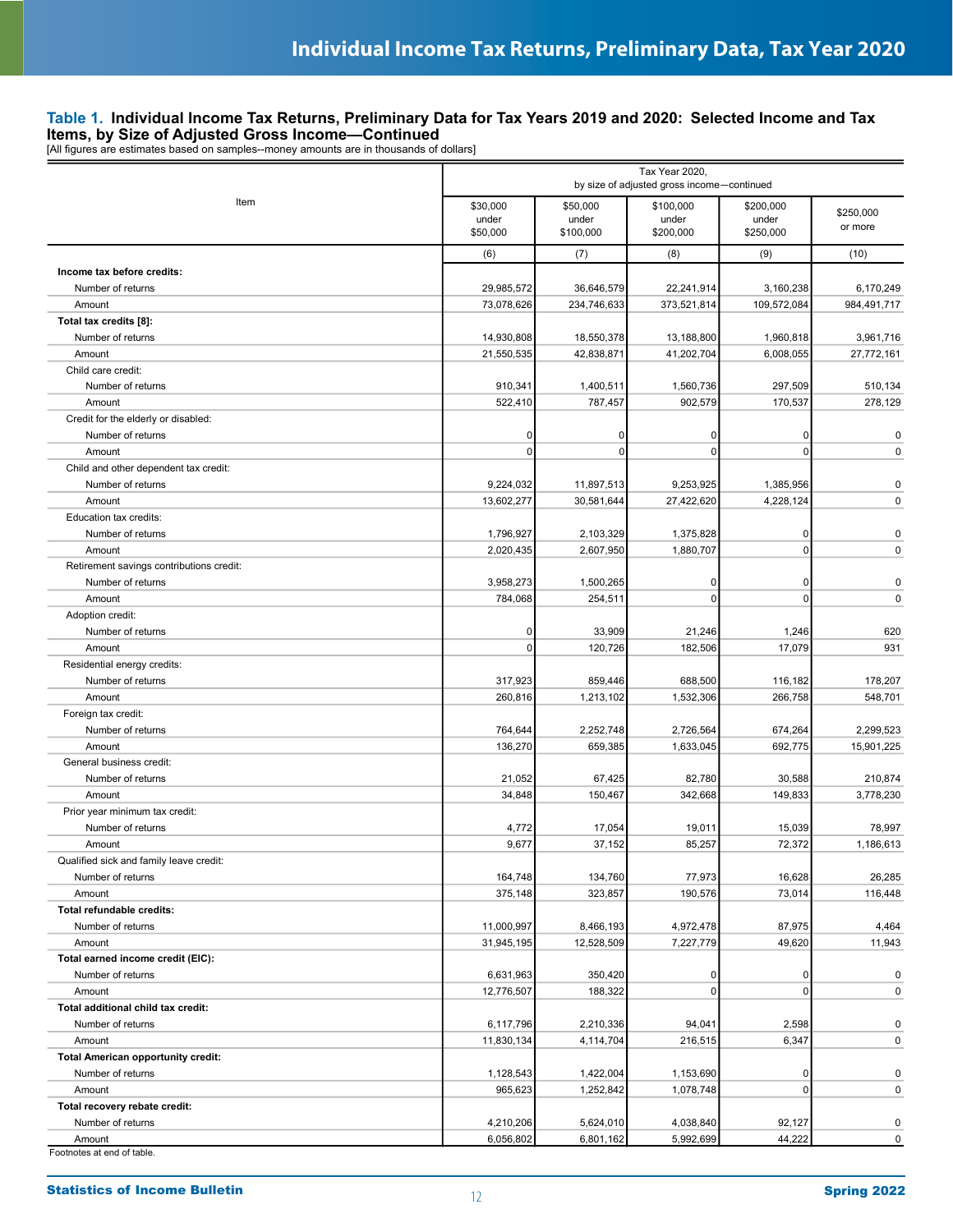**Table 1. Individual Income Tax Returns, Preliminary Data for Tax Years 2019 and 2020: Selected Income and Tax Items, by Size of Adjusted Gross Income—Continued**

[All figures are estimates based on samples--money amounts are in thousands of dollars]

| Item | Tax Year 2020, by size of adjusted gross income—continued | | | | |
|---|---|---|---|---|---|
| | $30,000 under $50,000 | $50,000 under $100,000 | $100,000 under $200,000 | $200,000 under $250,000 | $250,000 or more |
| | (6) | (7) | (8) | (9) | (10) |
| **Income tax before credits:** | | | | | |
| Number of returns | 29,985,572 | 36,646,579 | 22,241,914 | 3,160,238 | 6,170,249 |
| Amount | 73,078,626 | 234,746,633 | 373,521,814 | 109,572,084 | 984,491,717 |
| **Total tax credits [8]:** | | | | | |
| Number of returns | 14,930,808 | 18,550,378 | 13,188,800 | 1,960,818 | 3,961,716 |
| Amount | 21,550,535 | 42,838,871 | 41,202,704 | 6,008,055 | 27,772,161 |
| Child care credit: | | | | | |
| Number of returns | 910,341 | 1,400,511 | 1,560,736 | 297,509 | 510,134 |
| Amount | 522,410 | 787,457 | 902,579 | 170,537 | 278,129 |
| Credit for the elderly or disabled: | | | | | |
| Number of returns | 0 | 0 | 0 | 0 | 0 |
| Amount | 0 | 0 | 0 | 0 | 0 |
| Child and other dependent tax credit: | | | | | |
| Number of returns | 9,224,032 | 11,897,513 | 9,253,925 | 1,385,956 | 0 |
| Amount | 13,602,277 | 30,581,644 | 27,422,620 | 4,228,124 | 0 |
| Education tax credits: | | | | | |
| Number of returns | 1,796,927 | 2,103,329 | 1,375,828 | 0 | 0 |
| Amount | 2,020,435 | 2,607,950 | 1,880,707 | 0 | 0 |
| Retirement savings contributions credit: | | | | | |
| Number of returns | 3,958,273 | 1,500,265 | 0 | 0 | 0 |
| Amount | 784,068 | 254,511 | 0 | 0 | 0 |
| Adoption credit: | | | | | |
| Number of returns | 0 | 33,909 | 21,246 | 1,246 | 620 |
| Amount | 0 | 120,726 | 182,506 | 17,079 | 931 |
| Residential energy credits: | | | | | |
| Number of returns | 317,923 | 859,446 | 688,500 | 116,182 | 178,207 |
| Amount | 260,816 | 1,213,102 | 1,532,306 | 266,758 | 548,701 |
| Foreign tax credit: | | | | | |
| Number of returns | 764,644 | 2,252,748 | 2,726,564 | 674,264 | 2,299,523 |
| Amount | 136,270 | 659,385 | 1,633,045 | 692,775 | 15,901,225 |
| General business credit: | | | | | |
| Number of returns | 21,052 | 67,425 | 82,780 | 30,588 | 210,874 |
| Amount | 34,848 | 150,467 | 342,668 | 149,833 | 3,778,230 |
| Prior year minimum tax credit: | | | | | |
| Number of returns | 4,772 | 17,054 | 19,011 | 15,039 | 78,997 |
| Amount | 9,677 | 37,152 | 85,257 | 72,372 | 1,186,613 |
| Qualified sick and family leave credit: | | | | | |
| Number of returns | 164,748 | 134,760 | 77,973 | 16,628 | 26,285 |
| Amount | 375,148 | 323,857 | 190,576 | 73,014 | 116,448 |
| **Total refundable credits:** | | | | | |
| Number of returns | 11,000,997 | 8,466,193 | 4,972,478 | 87,975 | 4,464 |
| Amount | 31,945,195 | 12,528,509 | 7,227,779 | 49,620 | 11,943 |
| **Total earned income credit (EIC):** | | | | | |
| Number of returns | 6,631,963 | 350,420 | 0 | 0 | 0 |
| Amount | 12,776,507 | 188,322 | 0 | 0 | 0 |
| **Total additional child tax credit:** | | | | | |
| Number of returns | 6,117,796 | 2,210,336 | 94,041 | 2,598 | 0 |
| Amount | 11,830,134 | 4,114,704 | 216,515 | 6,347 | 0 |
| **Total American opportunity credit:** | | | | | |
| Number of returns | 1,128,543 | 1,422,004 | 1,153,690 | 0 | 0 |
| Amount | 965,623 | 1,252,842 | 1,078,748 | 0 | 0 |
| **Total recovery rebate credit:** | | | | | |
| Number of returns | 4,210,206 | 5,624,010 | 4,038,840 | 92,127 | 0 |
| Amount | 6,056,802 | 6,801,162 | 5,992,699 | 44,222 | 0 |

Footnotes at end of table.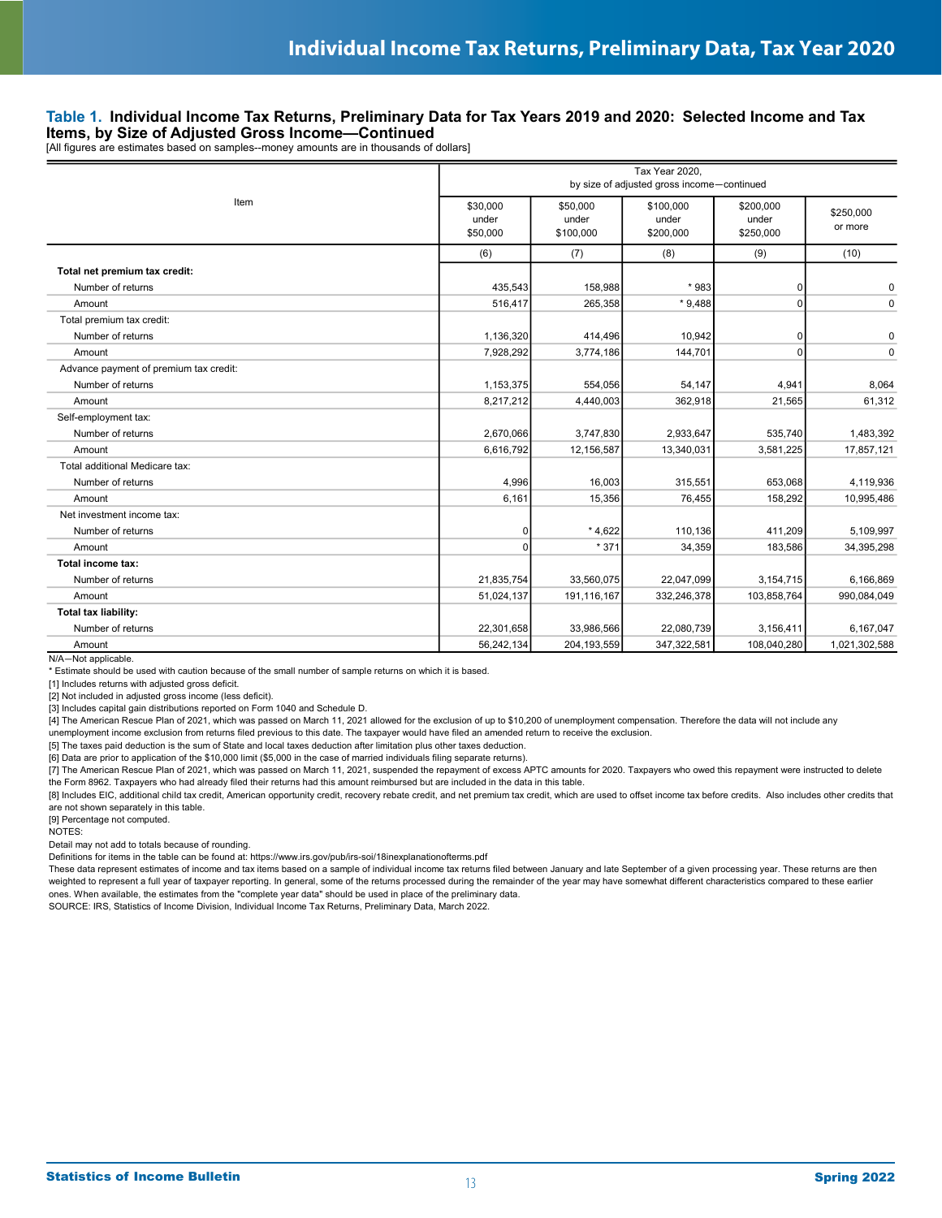**Table 1. Individual Income Tax Returns, Preliminary Data for Tax Years 2019 and 2020: Selected Income and Tax Items, by Size of Adjusted Gross Income—Continued**

[All figures are estimates based on samples--money amounts are in thousands of dollars]

| Item | Tax Year 2020, by size of adjusted gross income—continued | | | | |
|---|---|---|---|---|---|
| | $30,000 under $50,000 | $50,000 under $100,000 | $100,000 under $200,000 | $200,000 under $250,000 | $250,000 or more |
| | (6) | (7) | (8) | (9) | (10) |
| **Total net premium tax credit:** | | | | | |
| Number of returns | 435,543 | 158,988 | * 983 | 0 | 0 |
| Amount | 516,417 | 265,358 | * 9,488 | 0 | 0 |
| Total premium tax credit: | | | | | |
| Number of returns | 1,136,320 | 414,496 | 10,942 | 0 | 0 |
| Amount | 7,928,292 | 3,774,186 | 144,701 | 0 | 0 |
| Advance payment of premium tax credit: | | | | | |
| Number of returns | 1,153,375 | 554,056 | 54,147 | 4,941 | 8,064 |
| Amount | 8,217,212 | 4,440,003 | 362,918 | 21,565 | 61,312 |
| Self-employment tax: | | | | | |
| Number of returns | 2,670,066 | 3,747,830 | 2,933,647 | 535,740 | 1,483,392 |
| Amount | 6,616,792 | 12,156,587 | 13,340,031 | 3,581,225 | 17,857,121 |
| Total additional Medicare tax: | | | | | |
| Number of returns | 4,996 | 16,003 | 315,551 | 653,068 | 4,119,936 |
| Amount | 6,161 | 15,356 | 76,455 | 158,292 | 10,995,486 |
| Net investment income tax: | | | | | |
| Number of returns | 0 | * 4,622 | 110,136 | 411,209 | 5,109,997 |
| Amount | 0 | * 371 | 34,359 | 183,586 | 34,395,298 |
| **Total income tax:** | | | | | |
| Number of returns | 21,835,754 | 33,560,075 | 22,047,099 | 3,154,715 | 6,166,869 |
| Amount | 51,024,137 | 191,116,167 | 332,246,378 | 103,858,764 | 990,084,049 |
| **Total tax liability:** | | | | | |
| Number of returns | 22,301,658 | 33,986,566 | 22,080,739 | 3,156,411 | 6,167,047 |
| Amount | 56,242,134 | 204,193,559 | 347,322,581 | 108,040,280 | 1,021,302,588 |

N/A—Not applicable.

* Estimate should be used with caution because of the small number of sample returns on which it is based.

[1] Includes returns with adjusted gross deficit.

[2] Not included in adjusted gross income (less deficit).

[3] Includes capital gain distributions reported on Form 1040 and Schedule D.

[4] The American Rescue Plan of 2021, which was passed on March 11, 2021 allowed for the exclusion of up to $10,200 of unemployment compensation. Therefore the data will not include any unemployment income exclusion from returns filed previous to this date. The taxpayer would have filed an amended return to receive the exclusion.

[5] The taxes paid deduction is the sum of State and local taxes deduction after limitation plus other taxes deduction.

[6] Data are prior to application of the $10,000 limit ($5,000 in the case of married individuals filing separate returns).

[7] The American Rescue Plan of 2021, which was passed on March 11, 2021, suspended the repayment of excess APTC amounts for 2020. Taxpayers who owed this repayment were instructed to delete the Form 8962. Taxpayers who had already filed their returns had this amount reimbursed but are included in the data in this table.

[8] Includes EIC, additional child tax credit, American opportunity credit, recovery rebate credit, and net premium tax credit, which are used to offset income tax before credits. Also includes other credits that are not shown separately in this table.

[9] Percentage not computed.

NOTES:

Detail may not add to totals because of rounding.

Definitions for items in the table can be found at: https://www.irs.gov/pub/irs-soi/18inexplanationofterms.pdf

These data represent estimates of income and tax items based on a sample of individual income tax returns filed between January and late September of a given processing year. These returns are then weighted to represent a full year of taxpayer reporting. In general, some of the returns processed during the remainder of the year may have somewhat different characteristics compared to these earlier ones. When available, the estimates from the "complete year data" should be used in place of the preliminary data.

SOURCE: IRS, Statistics of Income Division, Individual Income Tax Returns, Preliminary Data, March 2022.